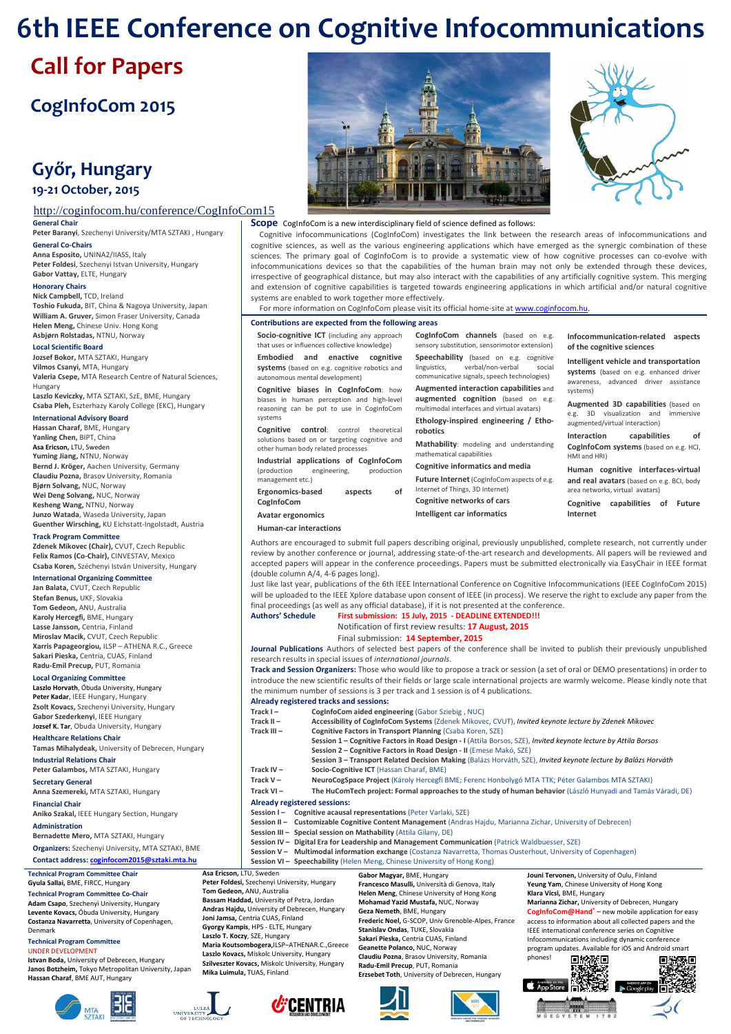# 6th IEEE Conference on Cognitive Infocommunications

## Call for Papers

## CogInfoCom 2015

## Győr, Hungary

### 19-21 October, 2015

http://coginfocom.hu/conference/CogInfoCom15

**General Chair**
**Peter Baranyi**, Szechenyi University/MTA SZTAKI , Hungary

**General Co-Chairs**
**Anna Esposito**, UNINA2/IIASS, Italy
**Peter Foldesi**, Szechenyi Istvan University, Hungary
**Gabor Vattay**, ELTE, Hungary

**Honorary Chairs**
**Nick Campbell**, TCD, Ireland
**Toshio Fukuda**, BIT, China & Nagoya University, Japan
**William A. Gruver**, Simon Fraser University, Canada
**Helen Meng**, Chinese Univ. Hong Kong
**Asbjørn Rolstadas**, NTNU, Norway

**Local Scientific Board**
**Jozsef Bokor**, MTA SZTAKI, Hungary
**Vilmos Csanyi**, MTA, Hungary
**Valeria Csepe**, MTA Research Centre of Natural Sciences, Hungary
**Laszlo Keviczky**, MTA SZTAKI, SzE, BME, Hungary
**Csaba Pleh**, Eszterhazy Karoly College (EKC), Hungary

**International Advisory Board**
**Hassan Charaf**, BME, Hungary
**Yanling Chen**, BIPT, China
**Asa Ericson**, LTU, Sweden
**Yuming Jiang**, NTNU, Norway
**Bernd J. Krőger**, Aachen University, Germany
**Claudiu Pozna**, Brasov University, Romania
**Bjørn Solvang**, NUC, Norway
**Wei Deng Solvang**, NUC, Norway
**Kesheng Wang**, NTNU, Norway
**Junzo Watada**, Waseda University, Japan
**Guenther Wirsching**, KU Eichstatt-Ingolstadt, Austria

**Track Program Committee**
**Zdenek Mikovec (Chair)**, CVUT, Czech Republic
**Felix Ramos (Co-Chair)**, CINVESTAV, Mexico
**Csaba Koren**, Széchenyi István University, Hungary

**International Organizing Committee**
**Jan Balata**, CVUT, Czech Republic
**Stefan Benus**, UKF, Slovakia
**Tom Gedeon**, ANU, Australia
**Karoly Hercegfi**, BME, Hungary
**Lasse Jansson**, Centria, Finland
**Miroslav Macik**, CVUT, Czech Republic
**Xarris Papageorgiou**, ILSP – ATHENA R.C., Greece
**Sakari Pieska**, Centria, CUAS, Finland
**Radu-Emil Precup**, PUT, Romania

**Local Organizing Committee**
**Laszlo Horvath**, Óbuda University, Hungary
**Peter Kadar**, IEEE Hungary, Hungary
**Zsolt Kovacs**, Szechenyi University, Hungary
**Gabor Szederkenyi**, IEEE Hungary
**Jozsef K. Tar**, Obuda University, Hungary

**Healthcare Relations Chair**
**Tamas Mihalydeak**, University of Debrecen, Hungary

**Industrial Relations Chair**
**Peter Galambos**, MTA SZTAKI, Hungary

**Secretary General**
**Anna Szemereki**, MTA SZTAKI, Hungary

**Financial Chair**
**Aniko Szakal**, IEEE Hungary Section, Hungary

**Administration**
**Bernadette Mero**, MTA SZTAKI, Hungary

**Organizers:** Szechenyi University, MTA SZTAKI, BME

**Contact address:** coginfocom2015@sztaki.mta.hu

**Scope** CogInfoCom is a new interdisciplinary field of science defined as follows:

Cognitive infocommunications (CogInfoCom) investigates the link between the research areas of infocommunications and cognitive sciences, as well as the various engineering applications which have emerged as the synergic combination of these sciences. The primary goal of CogInfoCom is to provide a systematic view of how cognitive processes can co-evolve with infocommunications devices so that the capabilities of the human brain may not only be extended through these devices, irrespective of geographical distance, but may also interact with the capabilities of any artificially cognitive system. This merging and extension of cognitive capabilities is targeted towards engineering applications in which artificial and/or natural cognitive systems are enabled to work together more effectively.

For more information on CogInfoCom please visit its official home-site at www.coginfocom.hu.

**Contributions are expected from the following areas**

- **Socio-cognitive ICT** (including any approach that uses or influences collective knowledge)
- **Embodied and enactive cognitive systems** (based on e.g. cognitive robotics and autonomous mental development)
- **Cognitive biases in CogInfoCom**: how biases in human perception and high-level reasoning can be put to use in CogInfoCom systems
- **Cognitive control**: control theoretical solutions based on or targeting cognitive and other human body related processes
- **Industrial applications of CogInfoCom** (production engineering, production management etc.)
- **Ergonomics-based aspects of CogInfoCom**
- **Avatar ergonomics**
- **Human-car interactions**
- **CogInfoCom channels** (based on e.g. sensory substitution, sensorimotor extension)
- **Speechability** (based on e.g. cognitive linguistics, verbal/non-verbal social communicative signals, speech technologies)
- **Augmented interaction capabilities** and **augmented cognition** (based on e.g. multimodal interfaces and virtual avatars)
- **Ethology-inspired engineering / Etho-robotics**
- **Mathability**: modeling and understanding mathematical capabilities
- **Cognitive informatics and media**
- **Future Internet** (CogInfoCom aspects of e.g. Internet of Things, 3D Internet)
- **Cognitive networks of cars**
- **Intelligent car informatics**
- **Infocommunication-related aspects of the cognitive sciences**
- **Intelligent vehicle and transportation systems** (based on e.g. enhanced driver awareness, advanced driver assistance systems)
- **Augmented 3D capabilities** (based on e.g. 3D visualization and immersive augmented/virtual interaction)
- **Interaction capabilities of CogInfoCom systems** (based on e.g. HCI, HMI and HRI)
- **Human cognitive interfaces-virtual and real avatars** (based on e.g. BCI, body area networks, virtual avatars)
- **Cognitive capabilities of Future Internet**

Authors are encouraged to submit full papers describing original, previously unpublished, complete research, not currently under review by another conference or journal, addressing state-of-the-art research and developments. All papers will be reviewed and accepted papers will appear in the conference proceedings. Papers must be submitted electronically via EasyChair in IEEE format (double column A/4, 4-6 pages long).

Just like last year, publications of the 6th IEEE International Conference on Cognitive Infocommunications (IEEE CogInfoCom 2015) will be uploaded to the IEEE Xplore database upon consent of IEEE (in process). We reserve the right to exclude any paper from the final proceedings (as well as any official database), if it is not presented at the conference.

**Authors' Schedule**
First submission: **15 July, 2015 - DEADLINE EXTENDED!!!**
Notification of first review results: **17 August, 2015**
Final submission: **14 September, 2015**

**Journal Publications** Authors of selected best papers of the conference shall be invited to publish their previously unpublished research results in special issues of *international journals*.

**Track and Session Organizers:** Those who would like to propose a track or session (a set of oral or DEMO presentations) in order to introduce the new scientific results of their fields or large scale international projects are warmly welcome. Please kindly note that the minimum number of sessions is 3 per track and 1 session is of 4 publications.

**Already registered tracks and sessions:**

- **Track I –** **CogInfoCom aided engineering** (Gabor Sziebig , NUC)
- **Track II –** **Accessibility of CogInfoCom Systems** (Zdenek Mikovec, CVUT), *Invited keynote lecture by Zdenek Mikovec*
- **Track III –** **Cognitive Factors in Transport Planning** (Csaba Koren, SZE)
  - **Session 1 – Cognitive Factors in Road Design - I** (Attila Borsos, SZE), *Invited keynote lecture by Attila Borsos*
  - **Session 2 – Cognitive Factors in Road Design - II** (Emese Makó, SZE)
  - **Session 3 – Transport Related Decision Making** (Balázs Horváth, SZE), *Invited keynote lecture by Balázs Horváth*
- **Track IV –** **Socio-Cognitive ICT** (Hassan Charaf, BME)
- **Track V –** **NeuroCogSpace Project** (Károly Hercegfi BME; Ferenc Honbolygó MTA TTK; Péter Galambos MTA SZTAKI)
- **Track VI –** **The HuComTech project: Formal approaches to the study of human behavior** (László Hunyadi and Tamás Váradi, DE)

**Already registered sessions:**

- **Session I –** **Cognitive acausal representations** (Peter Varlaki, SZE)
- **Session II –** **Customizable Cognitive Content Management** (Andras Hajdu, Marianna Zichar, University of Debrecen)
- **Session III –** **Special session on Mathability** (Attila Gilany, DE)
- **Session IV –** **Digital Era for Leadership and Management Communication** (Patrick Waldbuesser, SZE)
- **Session V –** **Multimodal information exchange** (Costanza Navarretta, Thomas Ousterhout, University of Copenhagen)
- **Session VI –** **Speechability** (Helen Meng, Chinese University of Hong Kong)

**Technical Program Committee Chair**
**Gyula Sallai**, BME, FIRCC, Hungary

**Technical Program Committee Co-Chair**
**Adam Csapo**, Szechenyi University, Hungary
**Levente Kovacs**, Óbuda University, Hungary
**Costanza Navarretta**, University of Copenhagen, Denmark

**Technical Program Committee**
UNDER DEVELOPMENT
**Istvan Boda**, University of Debrecen, Hungary
**Janos Botzheim**, Tokyo Metropolitan University, Japan
**Hassan Charaf**, BME AUT, Hungary
**Asa Ericson**, LTU, Sweden
**Peter Foldesi**, Szechenyi University, Hungary
**Tom Gedeon**, ANU, Australia
**Bassam Haddad**, University of Petra, Jordan
**Andras Hajdu**, University of Debrecen, Hungary
**Joni Jamsa**, Centria CUAS, Finland
**Gyorgy Kampis**, HPS - ELTE, Hungary
**Laszlo T. Koczy**, SZE, Hungary
**Maria Koutsombogera**, ILSP–ATHENAR.C., Greece
**Laszlo Kovacs**, Miskolc University, Hungary
**Szilveszter Kovacs**, Miskolc University, Hungary
**Mika Luimula**, TUAS, Finland
**Gabor Magyar**, BME, Hungary
**Francesco Masulli**, Università di Genova, Italy
**Helen Meng**, Chinese University of Hong Kong
**Mohamad Yazid Mustafa**, NUC, Norway
**Geza Nemeth**, BME, Hungary
**Frederic Noel**, G-SCOP, Univ Grenoble-Alpes, France
**Stanislav Ondas**, TUKE, Slovakia
**Sakari Pieska**, Centria CUAS, Finland
**Geanette Polanco**, NUC, Norway
**Claudiu Pozna**, Brasov University, Romania
**Radu-Emil Precup**, PUT, Romania
**Erzsebet Toth**, University of Debrecen, Hungary
**Jouni Tervonen**, University of Oulu, Finland
**Yeung Yam**, Chinese University of Hong Kong
**Klara Vicsi**, BME, Hungary
**Marianna Zichar**, University of Debrecen, Hungary

**CogInfoCom@Hand**® – new mobile application for easy access to information about all collected papers and the IEEE international conference series on Cognitive Infocommunications including dynamic conference program updates. Available for iOS and Android smart phones!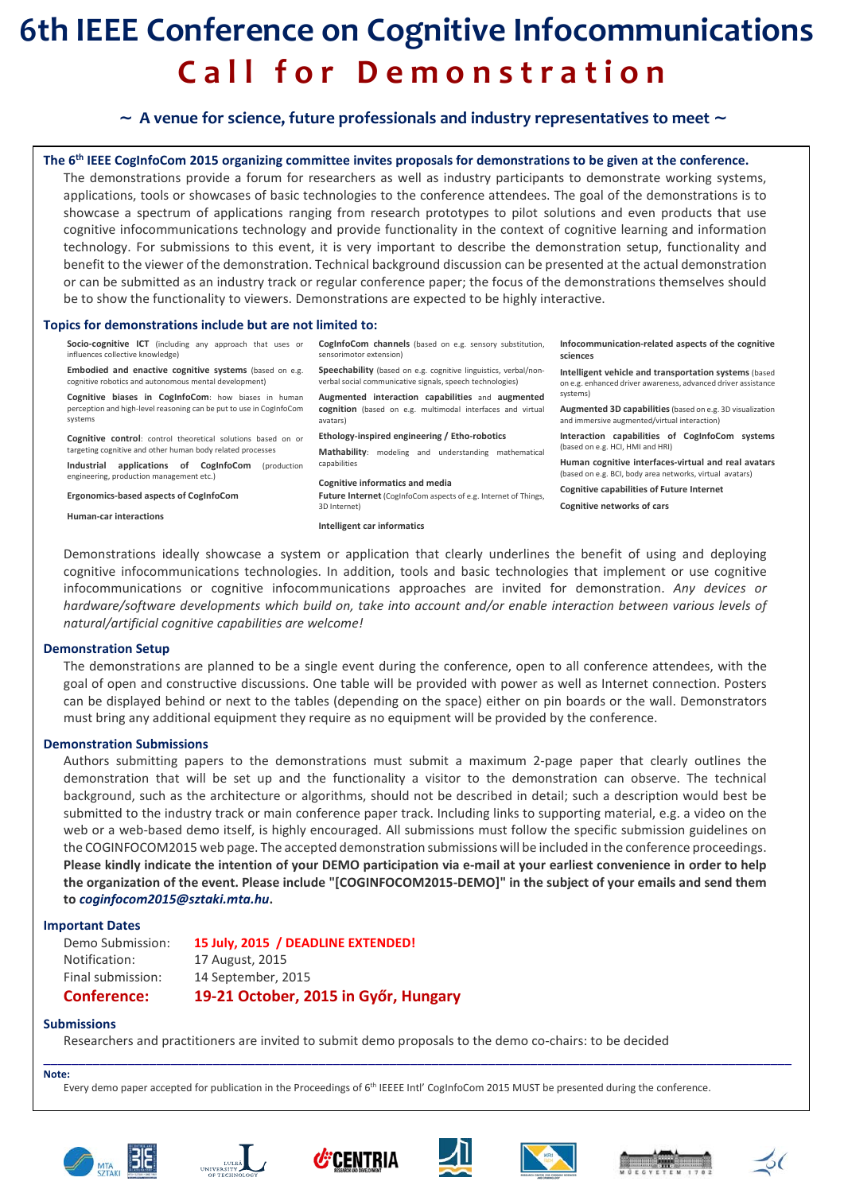# 6th IEEE Conference on Cognitive Infocommunications

# Call for Demonstration

**~ A venue for science, future professionals and industry representatives to meet ~**

**The 6th IEEE CogInfoCom 2015 organizing committee invites proposals for demonstrations to be given at the conference.**

The demonstrations provide a forum for researchers as well as industry participants to demonstrate working systems, applications, tools or showcases of basic technologies to the conference attendees. The goal of the demonstrations is to showcase a spectrum of applications ranging from research prototypes to pilot solutions and even products that use cognitive infocommunications technology and provide functionality in the context of cognitive learning and information technology. For submissions to this event, it is very important to describe the demonstration setup, functionality and benefit to the viewer of the demonstration. Technical background discussion can be presented at the actual demonstration or can be submitted as an industry track or regular conference paper; the focus of the demonstrations themselves should be to show the functionality to viewers. Demonstrations are expected to be highly interactive.

## Topics for demonstrations include but are not limited to:

- **Socio-cognitive ICT** (including any approach that uses or influences collective knowledge)
- **Embodied and enactive cognitive systems** (based on e.g. cognitive robotics and autonomous mental development)
- **Cognitive biases in CogInfoCom**: how biases in human perception and high-level reasoning can be put to use in CogInfoCom systems
- **Cognitive control**: control theoretical solutions based on or targeting cognitive and other human body related processes
- **Industrial applications of CogInfoCom** (production engineering, production management etc.)
- **Ergonomics-based aspects of CogInfoCom**
- **Human-car interactions**
- **CogInfoCom channels** (based on e.g. sensory substitution, sensorimotor extension)
- **Speechability** (based on e.g. cognitive linguistics, verbal/non-verbal social communicative signals, speech technologies)
- **Augmented interaction capabilities** and **augmented cognition** (based on e.g. multimodal interfaces and virtual avatars)
- **Ethology-inspired engineering / Etho-robotics**
- **Mathability**: modeling and understanding mathematical capabilities
- **Cognitive informatics and media**
- **Future Internet** (CogInfoCom aspects of e.g. Internet of Things, 3D Internet)
- **Intelligent car informatics**
- **Infocommunication-related aspects of the cognitive sciences**
- **Intelligent vehicle and transportation systems** (based on e.g. enhanced driver awareness, advanced driver assistance systems)
- **Augmented 3D capabilities** (based on e.g. 3D visualization and immersive augmented/virtual interaction)
- **Interaction capabilities of CogInfoCom systems** (based on e.g. HCI, HMI and HRI)
- **Human cognitive interfaces-virtual and real avatars** (based on e.g. BCI, body area networks, virtual avatars)
- **Cognitive capabilities of Future Internet**
- **Cognitive networks of cars**

Demonstrations ideally showcase a system or application that clearly underlines the benefit of using and deploying cognitive infocommunications technologies. In addition, tools and basic technologies that implement or use cognitive infocommunications or cognitive infocommunications approaches are invited for demonstration. *Any devices or hardware/software developments which build on, take into account and/or enable interaction between various levels of natural/artificial cognitive capabilities are welcome!*

## Demonstration Setup

The demonstrations are planned to be a single event during the conference, open to all conference attendees, with the goal of open and constructive discussions. One table will be provided with power as well as Internet connection. Posters can be displayed behind or next to the tables (depending on the space) either on pin boards or the wall. Demonstrators must bring any additional equipment they require as no equipment will be provided by the conference.

## Demonstration Submissions

Authors submitting papers to the demonstrations must submit a maximum 2-page paper that clearly outlines the demonstration that will be set up and the functionality a visitor to the demonstration can observe. The technical background, such as the architecture or algorithms, should not be described in detail; such a description would best be submitted to the industry track or main conference paper track. Including links to supporting material, e.g. a video on the web or a web-based demo itself, is highly encouraged. All submissions must follow the specific submission guidelines on the COGINFOCOM2015 web page. The accepted demonstration submissions will be included in the conference proceedings. **Please kindly indicate the intention of your DEMO participation via e-mail at your earliest convenience in order to help the organization of the event. Please include "[COGINFOCOM2015-DEMO]" in the subject of your emails and send them to *coginfocom2015@sztaki.mta.hu*.**

## Important Dates

| | |
|---|---|
| Demo Submission: | **15 July, 2015 / DEADLINE EXTENDED!** |
| Notification: | 17 August, 2015 |
| Final submission: | 14 September, 2015 |
| **Conference:** | **19-21 October, 2015 in Győr, Hungary** |

## Submissions

Researchers and practitioners are invited to submit demo proposals to the demo co-chairs: to be decided

**Note:**

Every demo paper accepted for publication in the Proceedings of 6th IEEE Intl' CogInfoCom 2015 MUST be presented during the conference.